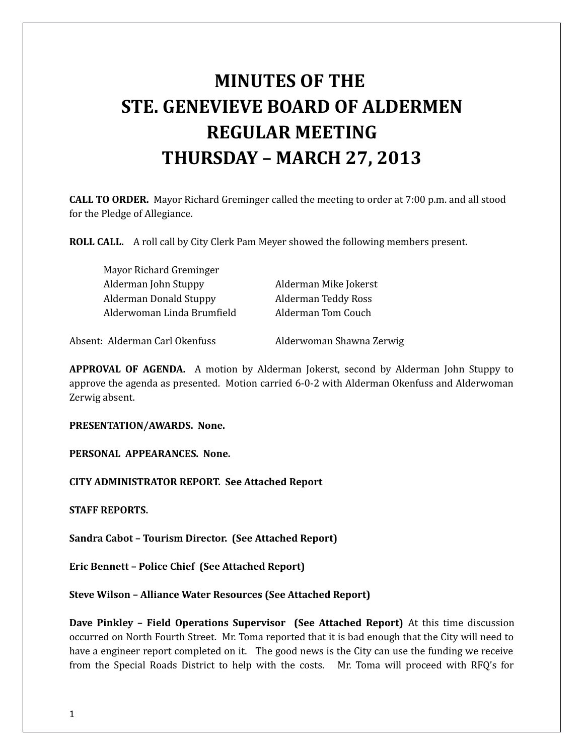# MINUTES OF THE STE. GENEVIEVE BOARD OF ALDERMEN REGULAR MEETING THURSDAY – MARCH 27, 2013

**CALL TO ORDER.** Mayor Richard Greminger called the meeting to order at 7:00 p.m. and all stood for the Pledge of Allegiance.

**ROLL CALL.** A roll call by City Clerk Pam Meyer showed the following members present.

Mayor Richard Greminger
Alderman John Stuppy
Alderman Donald Stuppy
Alderwoman Linda Brumfield
Alderman Mike Jokerst
Alderman Teddy Ross
Alderman Tom Couch

Absent: Alderman Carl Okenfuss
Alderwoman Shawna Zerwig

**APPROVAL OF AGENDA.** A motion by Alderman Jokerst, second by Alderman John Stuppy to approve the agenda as presented. Motion carried 6-0-2 with Alderman Okenfuss and Alderwoman Zerwig absent.

**PRESENTATION/AWARDS. None.**

**PERSONAL APPEARANCES. None.**

**CITY ADMINISTRATOR REPORT. See Attached Report**

**STAFF REPORTS.**

**Sandra Cabot – Tourism Director. (See Attached Report)**

**Eric Bennett – Police Chief (See Attached Report)**

**Steve Wilson – Alliance Water Resources (See Attached Report)**

**Dave Pinkley – Field Operations Supervisor (See Attached Report)** At this time discussion occurred on North Fourth Street. Mr. Toma reported that it is bad enough that the City will need to have a engineer report completed on it. The good news is the City can use the funding we receive from the Special Roads District to help with the costs. Mr. Toma will proceed with RFQ's for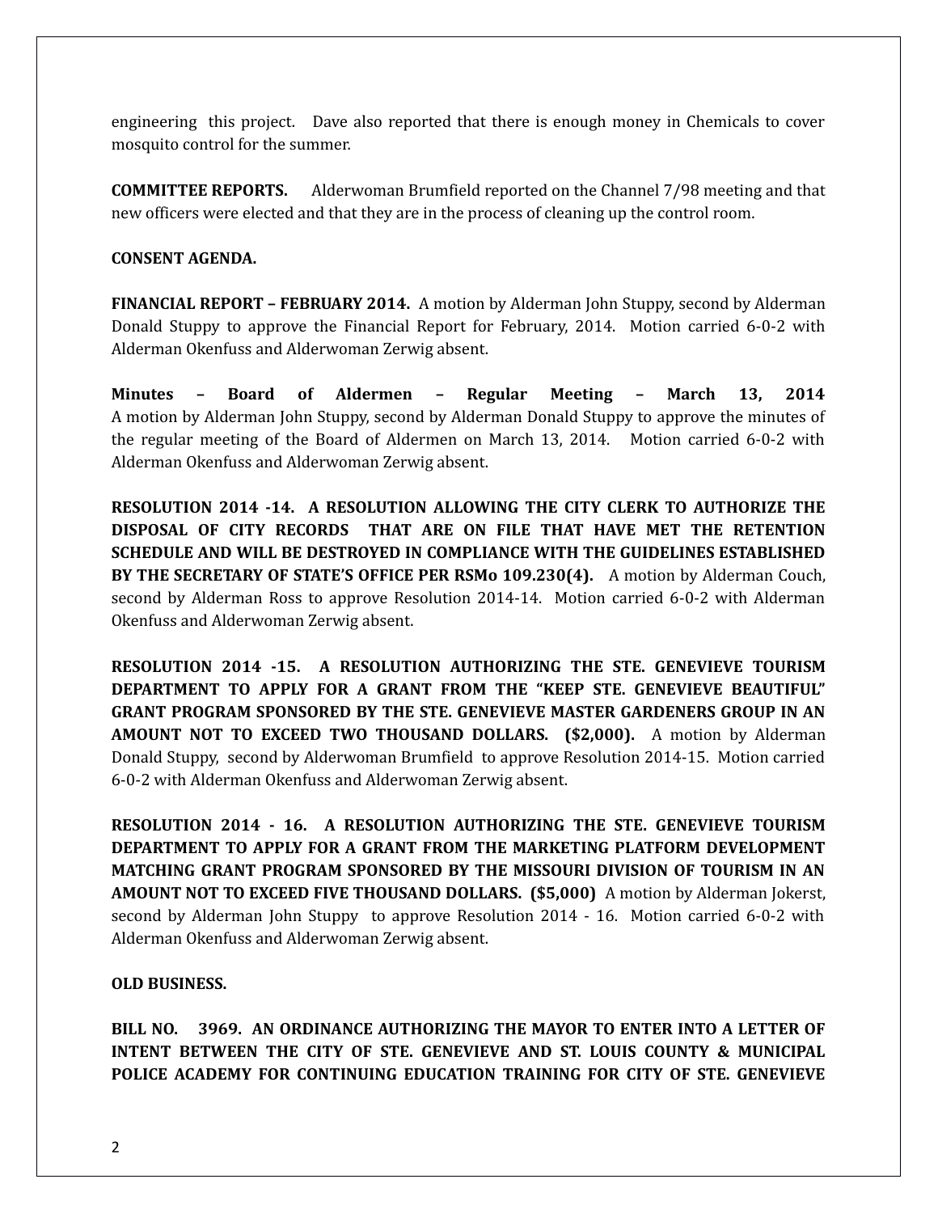engineering this project. Dave also reported that there is enough money in Chemicals to cover mosquito control for the summer.

**COMMITTEE REPORTS.** Alderwoman Brumfield reported on the Channel 7/98 meeting and that new officers were elected and that they are in the process of cleaning up the control room.

**CONSENT AGENDA.**

**FINANCIAL REPORT – FEBRUARY 2014.** A motion by Alderman John Stuppy, second by Alderman Donald Stuppy to approve the Financial Report for February, 2014. Motion carried 6-0-2 with Alderman Okenfuss and Alderwoman Zerwig absent.

**Minutes – Board of Aldermen – Regular Meeting – March 13, 2014**
A motion by Alderman John Stuppy, second by Alderman Donald Stuppy to approve the minutes of the regular meeting of the Board of Aldermen on March 13, 2014. Motion carried 6-0-2 with Alderman Okenfuss and Alderwoman Zerwig absent.

**RESOLUTION 2014 -14. A RESOLUTION ALLOWING THE CITY CLERK TO AUTHORIZE THE DISPOSAL OF CITY RECORDS THAT ARE ON FILE THAT HAVE MET THE RETENTION SCHEDULE AND WILL BE DESTROYED IN COMPLIANCE WITH THE GUIDELINES ESTABLISHED BY THE SECRETARY OF STATE'S OFFICE PER RSMo 109.230(4).** A motion by Alderman Couch, second by Alderman Ross to approve Resolution 2014-14. Motion carried 6-0-2 with Alderman Okenfuss and Alderwoman Zerwig absent.

**RESOLUTION 2014 -15. A RESOLUTION AUTHORIZING THE STE. GENEVIEVE TOURISM DEPARTMENT TO APPLY FOR A GRANT FROM THE "KEEP STE. GENEVIEVE BEAUTIFUL" GRANT PROGRAM SPONSORED BY THE STE. GENEVIEVE MASTER GARDENERS GROUP IN AN AMOUNT NOT TO EXCEED TWO THOUSAND DOLLARS. ($2,000).** A motion by Alderman Donald Stuppy, second by Alderwoman Brumfield to approve Resolution 2014-15. Motion carried 6-0-2 with Alderman Okenfuss and Alderwoman Zerwig absent.

**RESOLUTION 2014 - 16. A RESOLUTION AUTHORIZING THE STE. GENEVIEVE TOURISM DEPARTMENT TO APPLY FOR A GRANT FROM THE MARKETING PLATFORM DEVELOPMENT MATCHING GRANT PROGRAM SPONSORED BY THE MISSOURI DIVISION OF TOURISM IN AN AMOUNT NOT TO EXCEED FIVE THOUSAND DOLLARS. ($5,000)** A motion by Alderman Jokerst, second by Alderman John Stuppy to approve Resolution 2014 - 16. Motion carried 6-0-2 with Alderman Okenfuss and Alderwoman Zerwig absent.

**OLD BUSINESS.**

**BILL NO. 3969. AN ORDINANCE AUTHORIZING THE MAYOR TO ENTER INTO A LETTER OF INTENT BETWEEN THE CITY OF STE. GENEVIEVE AND ST. LOUIS COUNTY & MUNICIPAL POLICE ACADEMY FOR CONTINUING EDUCATION TRAINING FOR CITY OF STE. GENEVIEVE**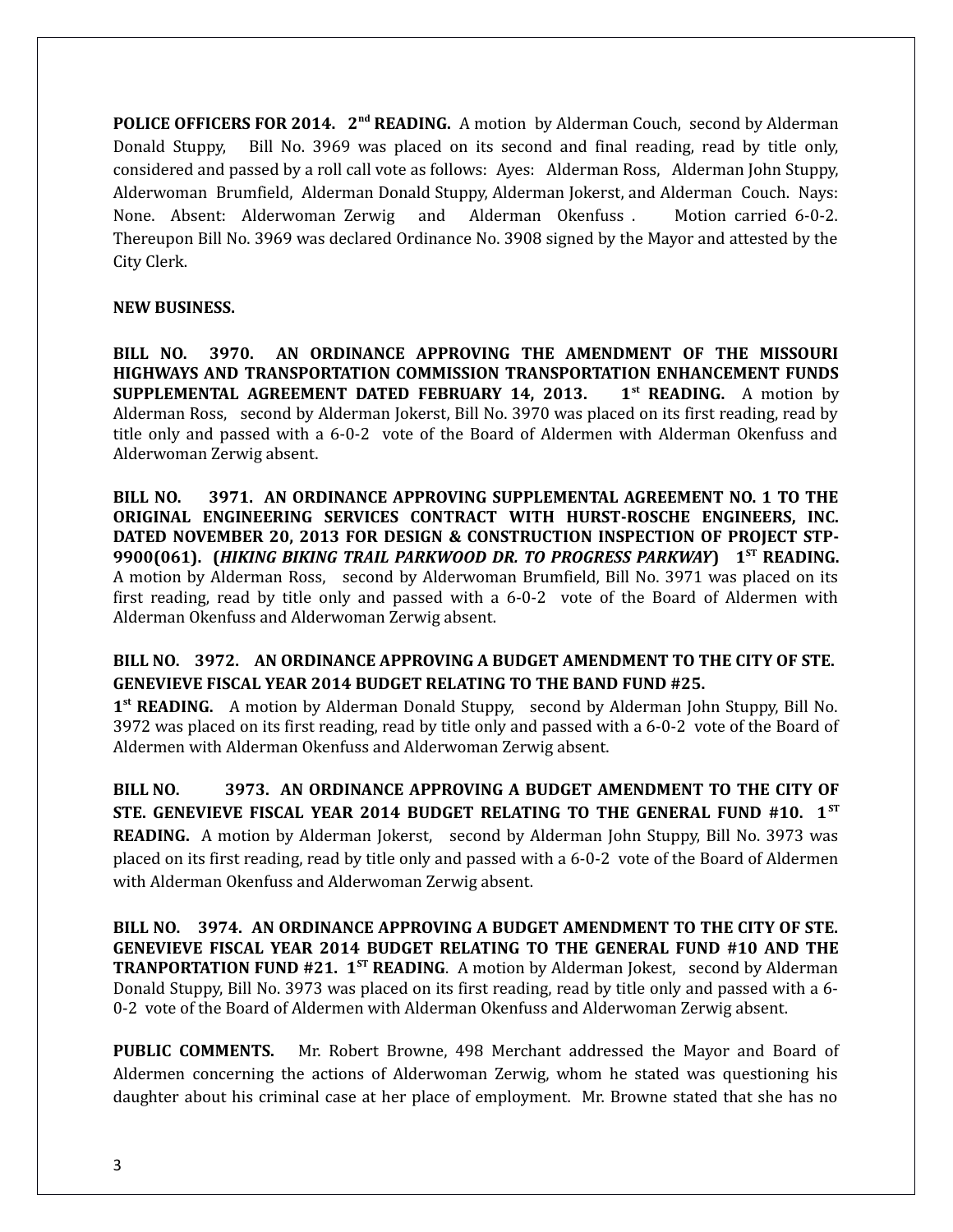**POLICE OFFICERS FOR 2014. 2nd READING.** A motion by Alderman Couch, second by Alderman Donald Stuppy, Bill No. 3969 was placed on its second and final reading, read by title only, considered and passed by a roll call vote as follows: Ayes: Alderman Ross, Alderman John Stuppy, Alderwoman Brumfield, Alderman Donald Stuppy, Alderman Jokerst, and Alderman Couch. Nays: None. Absent: Alderwoman Zerwig and Alderman Okenfuss . Motion carried 6-0-2. Thereupon Bill No. 3969 was declared Ordinance No. 3908 signed by the Mayor and attested by the City Clerk.

**NEW BUSINESS.**

**BILL NO. 3970. AN ORDINANCE APPROVING THE AMENDMENT OF THE MISSOURI HIGHWAYS AND TRANSPORTATION COMMISSION TRANSPORTATION ENHANCEMENT FUNDS SUPPLEMENTAL AGREEMENT DATED FEBRUARY 14, 2013. 1st READING.** A motion by Alderman Ross, second by Alderman Jokerst, Bill No. 3970 was placed on its first reading, read by title only and passed with a 6-0-2 vote of the Board of Aldermen with Alderman Okenfuss and Alderwoman Zerwig absent.

**BILL NO. 3971. AN ORDINANCE APPROVING SUPPLEMENTAL AGREEMENT NO. 1 TO THE ORIGINAL ENGINEERING SERVICES CONTRACT WITH HURST-ROSCHE ENGINEERS, INC. DATED NOVEMBER 20, 2013 FOR DESIGN & CONSTRUCTION INSPECTION OF PROJECT STP-9900(061). (*HIKING BIKING TRAIL PARKWOOD DR. TO PROGRESS PARKWAY*) 1ST READING.** A motion by Alderman Ross, second by Alderwoman Brumfield, Bill No. 3971 was placed on its first reading, read by title only and passed with a 6-0-2 vote of the Board of Aldermen with Alderman Okenfuss and Alderwoman Zerwig absent.

**BILL NO. 3972. AN ORDINANCE APPROVING A BUDGET AMENDMENT TO THE CITY OF STE. GENEVIEVE FISCAL YEAR 2014 BUDGET RELATING TO THE BAND FUND #25.**

**1st READING.** A motion by Alderman Donald Stuppy, second by Alderman John Stuppy, Bill No. 3972 was placed on its first reading, read by title only and passed with a 6-0-2 vote of the Board of Aldermen with Alderman Okenfuss and Alderwoman Zerwig absent.

**BILL NO. 3973. AN ORDINANCE APPROVING A BUDGET AMENDMENT TO THE CITY OF STE. GENEVIEVE FISCAL YEAR 2014 BUDGET RELATING TO THE GENERAL FUND #10. 1ST READING.** A motion by Alderman Jokerst, second by Alderman John Stuppy, Bill No. 3973 was placed on its first reading, read by title only and passed with a 6-0-2 vote of the Board of Aldermen with Alderman Okenfuss and Alderwoman Zerwig absent.

**BILL NO. 3974. AN ORDINANCE APPROVING A BUDGET AMENDMENT TO THE CITY OF STE. GENEVIEVE FISCAL YEAR 2014 BUDGET RELATING TO THE GENERAL FUND #10 AND THE TRANPORTATION FUND #21. 1ST READING**. A motion by Alderman Jokest, second by Alderman Donald Stuppy, Bill No. 3973 was placed on its first reading, read by title only and passed with a 6-0-2 vote of the Board of Aldermen with Alderman Okenfuss and Alderwoman Zerwig absent.

**PUBLIC COMMENTS.** Mr. Robert Browne, 498 Merchant addressed the Mayor and Board of Aldermen concerning the actions of Alderwoman Zerwig, whom he stated was questioning his daughter about his criminal case at her place of employment. Mr. Browne stated that she has no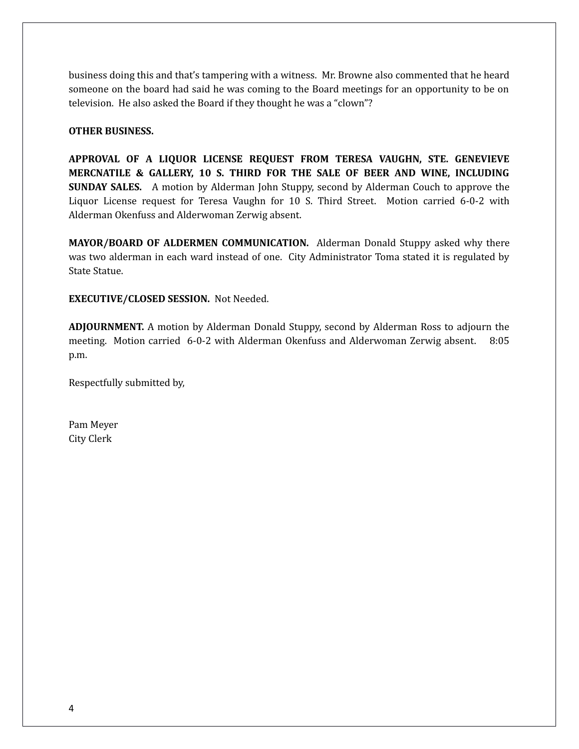business doing this and that's tampering with a witness. Mr. Browne also commented that he heard someone on the board had said he was coming to the Board meetings for an opportunity to be on television. He also asked the Board if they thought he was a "clown"?

**OTHER BUSINESS.**

**APPROVAL OF A LIQUOR LICENSE REQUEST FROM TERESA VAUGHN, STE. GENEVIEVE MERCNATILE & GALLERY, 10 S. THIRD FOR THE SALE OF BEER AND WINE, INCLUDING SUNDAY SALES.** A motion by Alderman John Stuppy, second by Alderman Couch to approve the Liquor License request for Teresa Vaughn for 10 S. Third Street. Motion carried 6-0-2 with Alderman Okenfuss and Alderwoman Zerwig absent.

**MAYOR/BOARD OF ALDERMEN COMMUNICATION.** Alderman Donald Stuppy asked why there was two alderman in each ward instead of one. City Administrator Toma stated it is regulated by State Statue.

**EXECUTIVE/CLOSED SESSION.** Not Needed.

**ADJOURNMENT.** A motion by Alderman Donald Stuppy, second by Alderman Ross to adjourn the meeting. Motion carried 6-0-2 with Alderman Okenfuss and Alderwoman Zerwig absent. 8:05 p.m.

Respectfully submitted by,

Pam Meyer
City Clerk